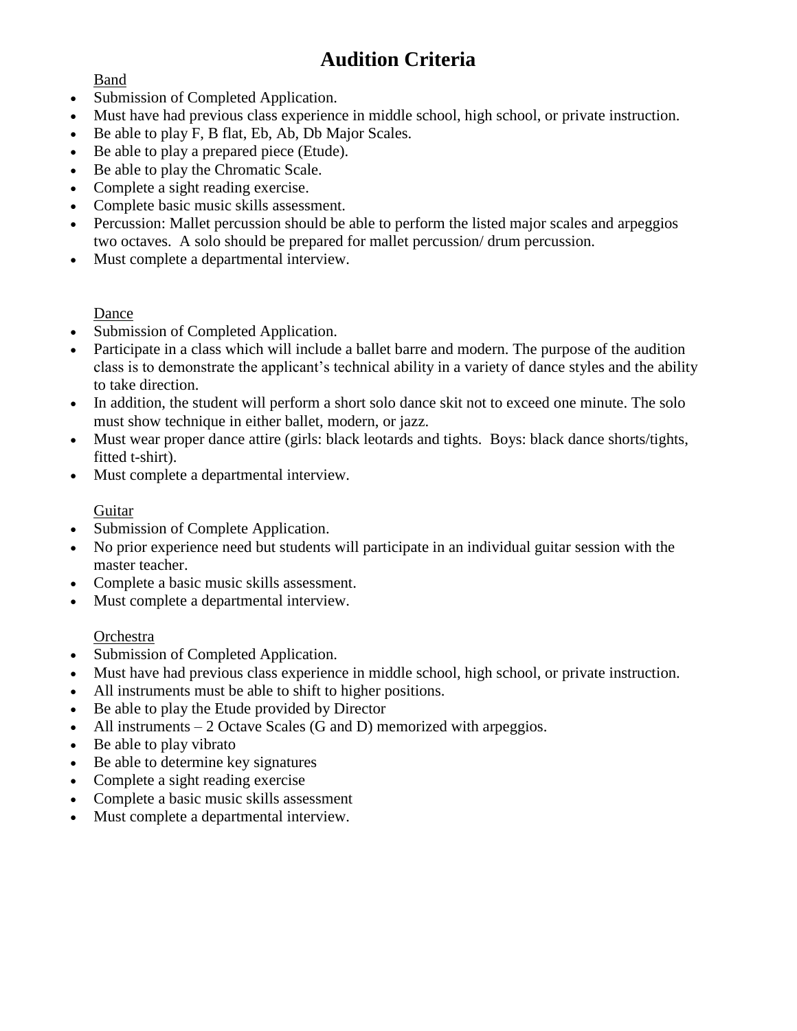# Audition Criteria

Band

- Submission of Completed Application.
- Must have had previous class experience in middle school, high school, or private instruction.
- Be able to play F, B flat, Eb, Ab, Db Major Scales.
- Be able to play a prepared piece (Etude).
- Be able to play the Chromatic Scale.
- Complete a sight reading exercise.
- Complete basic music skills assessment.
- Percussion: Mallet percussion should be able to perform the listed major scales and arpeggios two octaves. A solo should be prepared for mallet percussion/ drum percussion.
- Must complete a departmental interview.

Dance

- Submission of Completed Application.
- Participate in a class which will include a ballet barre and modern. The purpose of the audition class is to demonstrate the applicant's technical ability in a variety of dance styles and the ability to take direction.
- In addition, the student will perform a short solo dance skit not to exceed one minute. The solo must show technique in either ballet, modern, or jazz.
- Must wear proper dance attire (girls: black leotards and tights. Boys: black dance shorts/tights, fitted t-shirt).
- Must complete a departmental interview.

Guitar

- Submission of Complete Application.
- No prior experience need but students will participate in an individual guitar session with the master teacher.
- Complete a basic music skills assessment.
- Must complete a departmental interview.

Orchestra

- Submission of Completed Application.
- Must have had previous class experience in middle school, high school, or private instruction.
- All instruments must be able to shift to higher positions.
- Be able to play the Etude provided by Director
- All instruments – 2 Octave Scales (G and D) memorized with arpeggios.
- Be able to play vibrato
- Be able to determine key signatures
- Complete a sight reading exercise
- Complete a basic music skills assessment
- Must complete a departmental interview.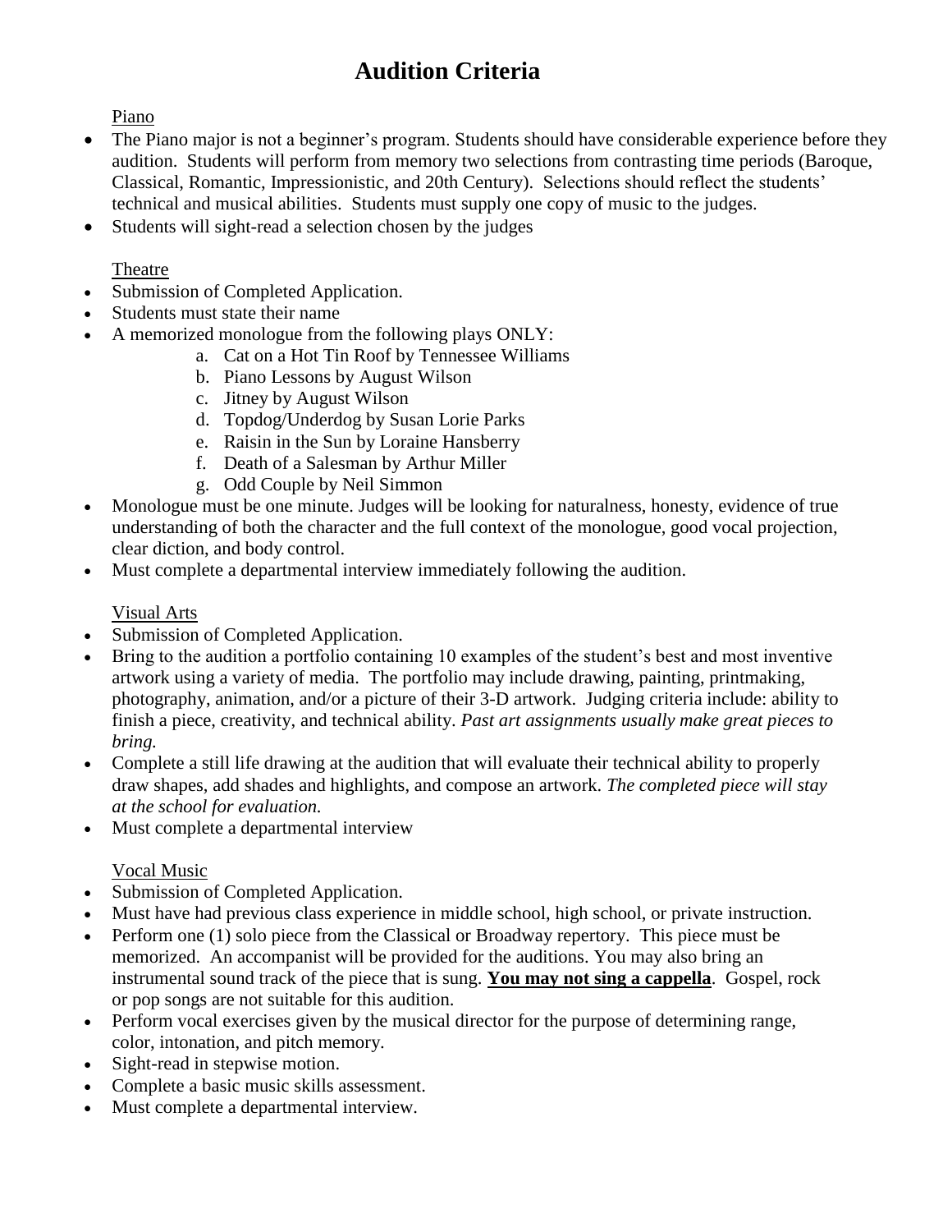# Audition Criteria

Piano

- The Piano major is not a beginner's program. Students should have considerable experience before they audition. Students will perform from memory two selections from contrasting time periods (Baroque, Classical, Romantic, Impressionistic, and 20th Century). Selections should reflect the students' technical and musical abilities. Students must supply one copy of music to the judges.
- Students will sight-read a selection chosen by the judges

Theatre

- Submission of Completed Application.
- Students must state their name
- A memorized monologue from the following plays ONLY:
    a. Cat on a Hot Tin Roof by Tennessee Williams
    b. Piano Lessons by August Wilson
    c. Jitney by August Wilson
    d. Topdog/Underdog by Susan Lorie Parks
    e. Raisin in the Sun by Loraine Hansberry
    f. Death of a Salesman by Arthur Miller
    g. Odd Couple by Neil Simmon
- Monologue must be one minute. Judges will be looking for naturalness, honesty, evidence of true understanding of both the character and the full context of the monologue, good vocal projection, clear diction, and body control.
- Must complete a departmental interview immediately following the audition.

Visual Arts

- Submission of Completed Application.
- Bring to the audition a portfolio containing 10 examples of the student's best and most inventive artwork using a variety of media. The portfolio may include drawing, painting, printmaking, photography, animation, and/or a picture of their 3-D artwork. Judging criteria include: ability to finish a piece, creativity, and technical ability. *Past art assignments usually make great pieces to bring.*
- Complete a still life drawing at the audition that will evaluate their technical ability to properly draw shapes, add shades and highlights, and compose an artwork. *The completed piece will stay at the school for evaluation.*
- Must complete a departmental interview

Vocal Music

- Submission of Completed Application.
- Must have had previous class experience in middle school, high school, or private instruction.
- Perform one (1) solo piece from the Classical or Broadway repertory. This piece must be memorized. An accompanist will be provided for the auditions. You may also bring an instrumental sound track of the piece that is sung. **You may not sing a cappella**. Gospel, rock or pop songs are not suitable for this audition.
- Perform vocal exercises given by the musical director for the purpose of determining range, color, intonation, and pitch memory.
- Sight-read in stepwise motion.
- Complete a basic music skills assessment.
- Must complete a departmental interview.